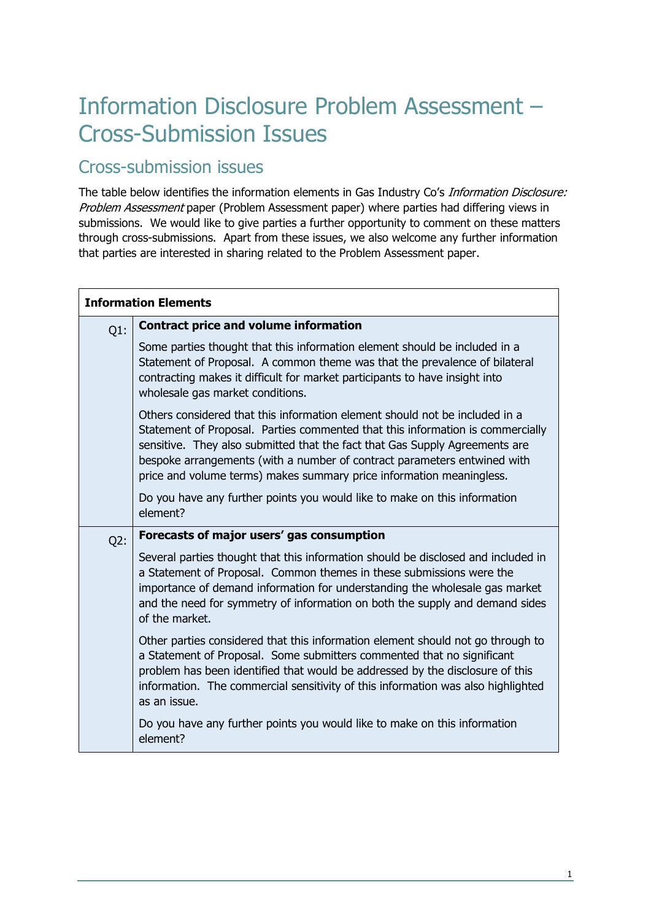# Information Disclosure Problem Assessment – Cross-Submission Issues

## Cross-submission issues

The table below identifies the information elements in Gas Industry Co's *Information Disclosure: Problem Assessment* paper (Problem Assessment paper) where parties had differing views in submissions. We would like to give parties a further opportunity to comment on these matters through cross-submissions. Apart from these issues, we also welcome any further information that parties are interested in sharing related to the Problem Assessment paper.

| **Information Elements** | |
|---|---|
| Q1: | **Contract price and volume information**<br><br>Some parties thought that this information element should be included in a Statement of Proposal. A common theme was that the prevalence of bilateral contracting makes it difficult for market participants to have insight into wholesale gas market conditions.<br><br>Others considered that this information element should not be included in a Statement of Proposal. Parties commented that this information is commercially sensitive. They also submitted that the fact that Gas Supply Agreements are bespoke arrangements (with a number of contract parameters entwined with price and volume terms) makes summary price information meaningless.<br><br>Do you have any further points you would like to make on this information element? |
| Q2: | **Forecasts of major users' gas consumption**<br><br>Several parties thought that this information should be disclosed and included in a Statement of Proposal. Common themes in these submissions were the importance of demand information for understanding the wholesale gas market and the need for symmetry of information on both the supply and demand sides of the market.<br><br>Other parties considered that this information element should not go through to a Statement of Proposal. Some submitters commented that no significant problem has been identified that would be addressed by the disclosure of this information. The commercial sensitivity of this information was also highlighted as an issue.<br><br>Do you have any further points you would like to make on this information element? |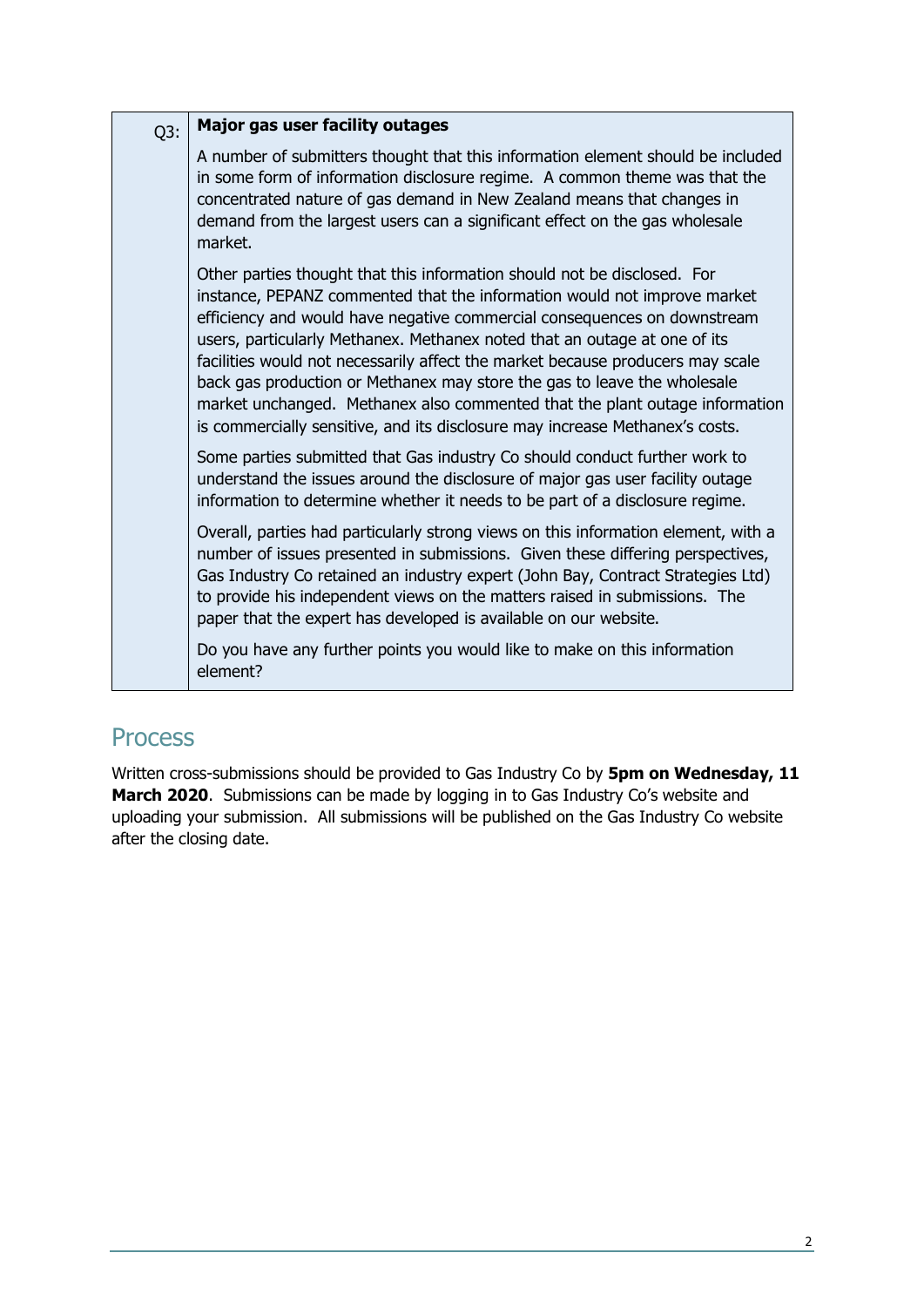| | |
|---|---|
| Q3: | **Major gas user facility outages**<br><br>A number of submitters thought that this information element should be included in some form of information disclosure regime. A common theme was that the concentrated nature of gas demand in New Zealand means that changes in demand from the largest users can a significant effect on the gas wholesale market.<br><br>Other parties thought that this information should not be disclosed. For instance, PEPANZ commented that the information would not improve market efficiency and would have negative commercial consequences on downstream users, particularly Methanex. Methanex noted that an outage at one of its facilities would not necessarily affect the market because producers may scale back gas production or Methanex may store the gas to leave the wholesale market unchanged. Methanex also commented that the plant outage information is commercially sensitive, and its disclosure may increase Methanex's costs.<br><br>Some parties submitted that Gas industry Co should conduct further work to understand the issues around the disclosure of major gas user facility outage information to determine whether it needs to be part of a disclosure regime.<br><br>Overall, parties had particularly strong views on this information element, with a number of issues presented in submissions. Given these differing perspectives, Gas Industry Co retained an industry expert (John Bay, Contract Strategies Ltd) to provide his independent views on the matters raised in submissions. The paper that the expert has developed is available on our website.<br><br>Do you have any further points you would like to make on this information element? |

## Process

Written cross-submissions should be provided to Gas Industry Co by **5pm on Wednesday, 11 March 2020**. Submissions can be made by logging in to Gas Industry Co's website and uploading your submission. All submissions will be published on the Gas Industry Co website after the closing date.